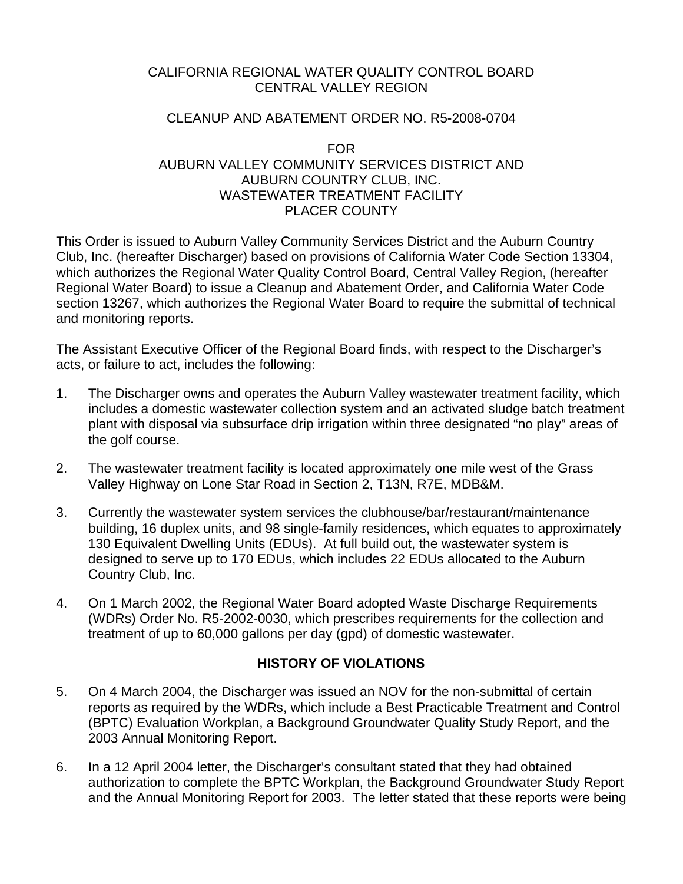CALIFORNIA REGIONAL WATER QUALITY CONTROL BOARD
CENTRAL VALLEY REGION

CLEANUP AND ABATEMENT ORDER NO. R5-2008-0704

FOR
AUBURN VALLEY COMMUNITY SERVICES DISTRICT AND
AUBURN COUNTRY CLUB, INC.
WASTEWATER TREATMENT FACILITY
PLACER COUNTY

This Order is issued to Auburn Valley Community Services District and the Auburn Country Club, Inc. (hereafter Discharger) based on provisions of California Water Code Section 13304, which authorizes the Regional Water Quality Control Board, Central Valley Region, (hereafter Regional Water Board) to issue a Cleanup and Abatement Order, and California Water Code section 13267, which authorizes the Regional Water Board to require the submittal of technical and monitoring reports.

The Assistant Executive Officer of the Regional Board finds, with respect to the Discharger's acts, or failure to act, includes the following:

1. The Discharger owns and operates the Auburn Valley wastewater treatment facility, which includes a domestic wastewater collection system and an activated sludge batch treatment plant with disposal via subsurface drip irrigation within three designated "no play" areas of the golf course.

2. The wastewater treatment facility is located approximately one mile west of the Grass Valley Highway on Lone Star Road in Section 2, T13N, R7E, MDB&M.

3. Currently the wastewater system services the clubhouse/bar/restaurant/maintenance building, 16 duplex units, and 98 single-family residences, which equates to approximately 130 Equivalent Dwelling Units (EDUs). At full build out, the wastewater system is designed to serve up to 170 EDUs, which includes 22 EDUs allocated to the Auburn Country Club, Inc.

4. On 1 March 2002, the Regional Water Board adopted Waste Discharge Requirements (WDRs) Order No. R5-2002-0030, which prescribes requirements for the collection and treatment of up to 60,000 gallons per day (gpd) of domestic wastewater.

## HISTORY OF VIOLATIONS

5. On 4 March 2004, the Discharger was issued an NOV for the non-submittal of certain reports as required by the WDRs, which include a Best Practicable Treatment and Control (BPTC) Evaluation Workplan, a Background Groundwater Quality Study Report, and the 2003 Annual Monitoring Report.

6. In a 12 April 2004 letter, the Discharger's consultant stated that they had obtained authorization to complete the BPTC Workplan, the Background Groundwater Study Report and the Annual Monitoring Report for 2003. The letter stated that these reports were being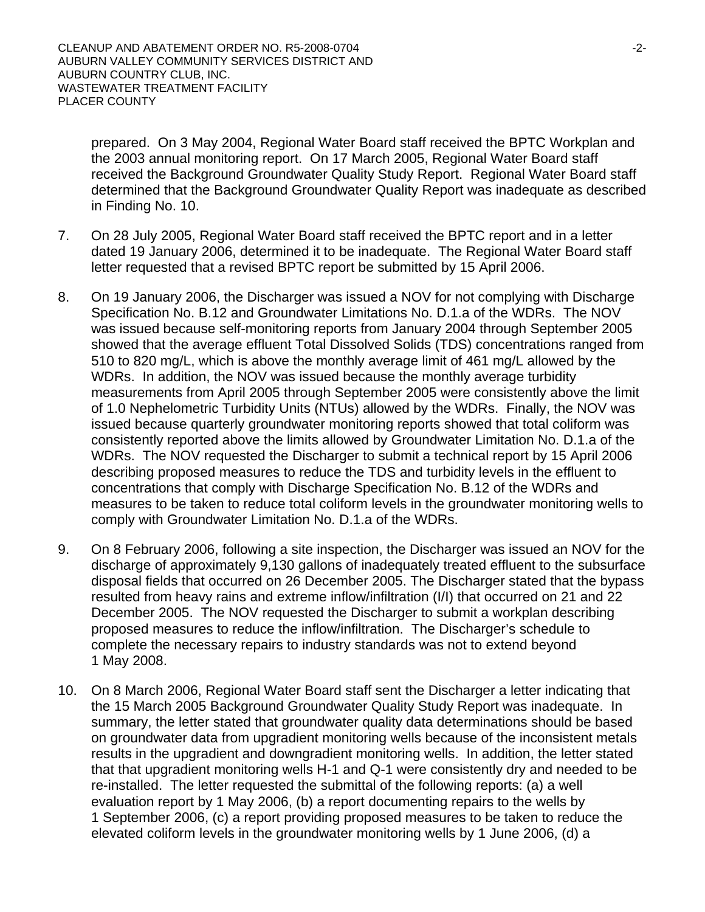prepared. On 3 May 2004, Regional Water Board staff received the BPTC Workplan and the 2003 annual monitoring report. On 17 March 2005, Regional Water Board staff received the Background Groundwater Quality Study Report. Regional Water Board staff determined that the Background Groundwater Quality Report was inadequate as described in Finding No. 10.

7. On 28 July 2005, Regional Water Board staff received the BPTC report and in a letter dated 19 January 2006, determined it to be inadequate. The Regional Water Board staff letter requested that a revised BPTC report be submitted by 15 April 2006.

8. On 19 January 2006, the Discharger was issued a NOV for not complying with Discharge Specification No. B.12 and Groundwater Limitations No. D.1.a of the WDRs. The NOV was issued because self-monitoring reports from January 2004 through September 2005 showed that the average effluent Total Dissolved Solids (TDS) concentrations ranged from 510 to 820 mg/L, which is above the monthly average limit of 461 mg/L allowed by the WDRs. In addition, the NOV was issued because the monthly average turbidity measurements from April 2005 through September 2005 were consistently above the limit of 1.0 Nephelometric Turbidity Units (NTUs) allowed by the WDRs. Finally, the NOV was issued because quarterly groundwater monitoring reports showed that total coliform was consistently reported above the limits allowed by Groundwater Limitation No. D.1.a of the WDRs. The NOV requested the Discharger to submit a technical report by 15 April 2006 describing proposed measures to reduce the TDS and turbidity levels in the effluent to concentrations that comply with Discharge Specification No. B.12 of the WDRs and measures to be taken to reduce total coliform levels in the groundwater monitoring wells to comply with Groundwater Limitation No. D.1.a of the WDRs.

9. On 8 February 2006, following a site inspection, the Discharger was issued an NOV for the discharge of approximately 9,130 gallons of inadequately treated effluent to the subsurface disposal fields that occurred on 26 December 2005. The Discharger stated that the bypass resulted from heavy rains and extreme inflow/infiltration (I/I) that occurred on 21 and 22 December 2005. The NOV requested the Discharger to submit a workplan describing proposed measures to reduce the inflow/infiltration. The Discharger's schedule to complete the necessary repairs to industry standards was not to extend beyond 1 May 2008.

10. On 8 March 2006, Regional Water Board staff sent the Discharger a letter indicating that the 15 March 2005 Background Groundwater Quality Study Report was inadequate. In summary, the letter stated that groundwater quality data determinations should be based on groundwater data from upgradient monitoring wells because of the inconsistent metals results in the upgradient and downgradient monitoring wells. In addition, the letter stated that that upgradient monitoring wells H-1 and Q-1 were consistently dry and needed to be re-installed. The letter requested the submittal of the following reports: (a) a well evaluation report by 1 May 2006, (b) a report documenting repairs to the wells by 1 September 2006, (c) a report providing proposed measures to be taken to reduce the elevated coliform levels in the groundwater monitoring wells by 1 June 2006, (d) a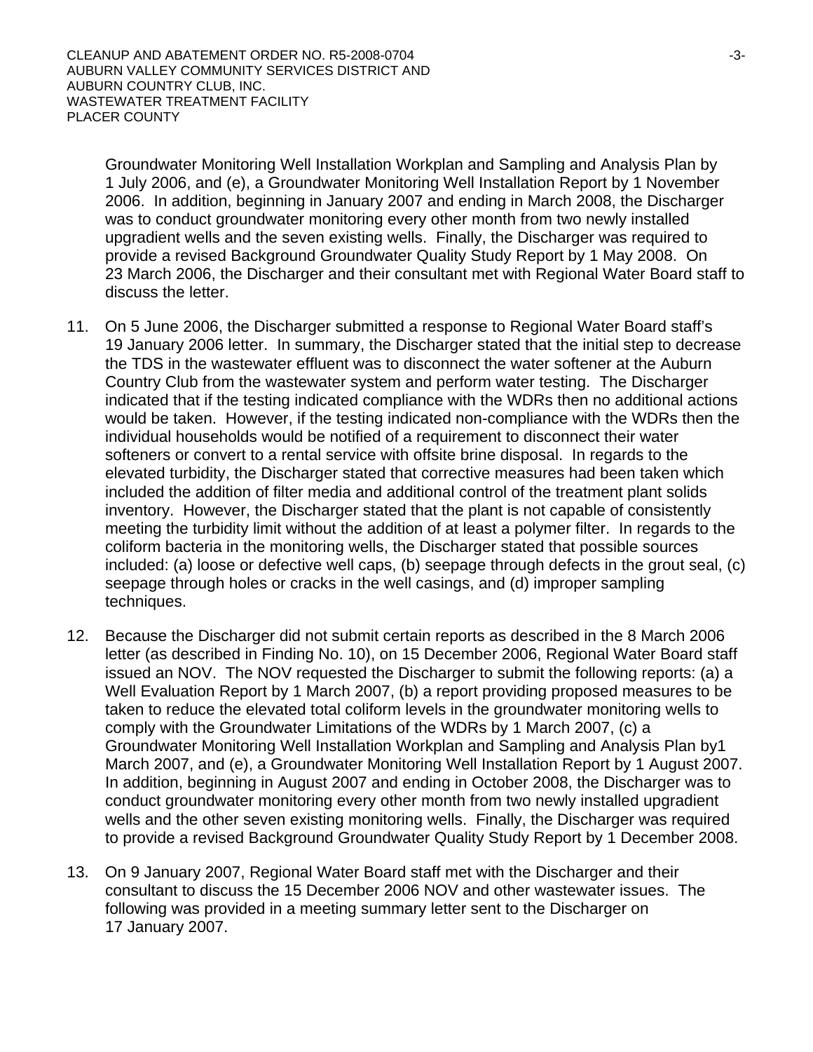Groundwater Monitoring Well Installation Workplan and Sampling and Analysis Plan by 1 July 2006, and (e), a Groundwater Monitoring Well Installation Report by 1 November 2006. In addition, beginning in January 2007 and ending in March 2008, the Discharger was to conduct groundwater monitoring every other month from two newly installed upgradient wells and the seven existing wells. Finally, the Discharger was required to provide a revised Background Groundwater Quality Study Report by 1 May 2008. On 23 March 2006, the Discharger and their consultant met with Regional Water Board staff to discuss the letter.

11. On 5 June 2006, the Discharger submitted a response to Regional Water Board staff's 19 January 2006 letter. In summary, the Discharger stated that the initial step to decrease the TDS in the wastewater effluent was to disconnect the water softener at the Auburn Country Club from the wastewater system and perform water testing. The Discharger indicated that if the testing indicated compliance with the WDRs then no additional actions would be taken. However, if the testing indicated non-compliance with the WDRs then the individual households would be notified of a requirement to disconnect their water softeners or convert to a rental service with offsite brine disposal. In regards to the elevated turbidity, the Discharger stated that corrective measures had been taken which included the addition of filter media and additional control of the treatment plant solids inventory. However, the Discharger stated that the plant is not capable of consistently meeting the turbidity limit without the addition of at least a polymer filter. In regards to the coliform bacteria in the monitoring wells, the Discharger stated that possible sources included: (a) loose or defective well caps, (b) seepage through defects in the grout seal, (c) seepage through holes or cracks in the well casings, and (d) improper sampling techniques.

12. Because the Discharger did not submit certain reports as described in the 8 March 2006 letter (as described in Finding No. 10), on 15 December 2006, Regional Water Board staff issued an NOV. The NOV requested the Discharger to submit the following reports: (a) a Well Evaluation Report by 1 March 2007, (b) a report providing proposed measures to be taken to reduce the elevated total coliform levels in the groundwater monitoring wells to comply with the Groundwater Limitations of the WDRs by 1 March 2007, (c) a Groundwater Monitoring Well Installation Workplan and Sampling and Analysis Plan by1 March 2007, and (e), a Groundwater Monitoring Well Installation Report by 1 August 2007. In addition, beginning in August 2007 and ending in October 2008, the Discharger was to conduct groundwater monitoring every other month from two newly installed upgradient wells and the other seven existing monitoring wells. Finally, the Discharger was required to provide a revised Background Groundwater Quality Study Report by 1 December 2008.

13. On 9 January 2007, Regional Water Board staff met with the Discharger and their consultant to discuss the 15 December 2006 NOV and other wastewater issues. The following was provided in a meeting summary letter sent to the Discharger on 17 January 2007.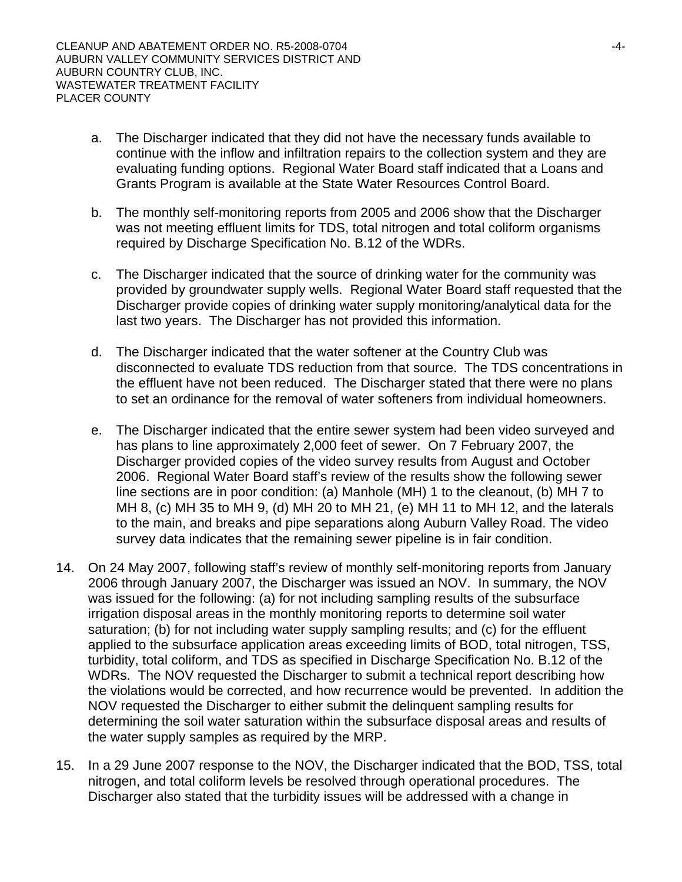a. The Discharger indicated that they did not have the necessary funds available to continue with the inflow and infiltration repairs to the collection system and they are evaluating funding options. Regional Water Board staff indicated that a Loans and Grants Program is available at the State Water Resources Control Board.

b. The monthly self-monitoring reports from 2005 and 2006 show that the Discharger was not meeting effluent limits for TDS, total nitrogen and total coliform organisms required by Discharge Specification No. B.12 of the WDRs.

c. The Discharger indicated that the source of drinking water for the community was provided by groundwater supply wells. Regional Water Board staff requested that the Discharger provide copies of drinking water supply monitoring/analytical data for the last two years. The Discharger has not provided this information.

d. The Discharger indicated that the water softener at the Country Club was disconnected to evaluate TDS reduction from that source. The TDS concentrations in the effluent have not been reduced. The Discharger stated that there were no plans to set an ordinance for the removal of water softeners from individual homeowners.

e. The Discharger indicated that the entire sewer system had been video surveyed and has plans to line approximately 2,000 feet of sewer. On 7 February 2007, the Discharger provided copies of the video survey results from August and October 2006. Regional Water Board staff's review of the results show the following sewer line sections are in poor condition: (a) Manhole (MH) 1 to the cleanout, (b) MH 7 to MH 8, (c) MH 35 to MH 9, (d) MH 20 to MH 21, (e) MH 11 to MH 12, and the laterals to the main, and breaks and pipe separations along Auburn Valley Road. The video survey data indicates that the remaining sewer pipeline is in fair condition.

14. On 24 May 2007, following staff's review of monthly self-monitoring reports from January 2006 through January 2007, the Discharger was issued an NOV. In summary, the NOV was issued for the following: (a) for not including sampling results of the subsurface irrigation disposal areas in the monthly monitoring reports to determine soil water saturation; (b) for not including water supply sampling results; and (c) for the effluent applied to the subsurface application areas exceeding limits of BOD, total nitrogen, TSS, turbidity, total coliform, and TDS as specified in Discharge Specification No. B.12 of the WDRs. The NOV requested the Discharger to submit a technical report describing how the violations would be corrected, and how recurrence would be prevented. In addition the NOV requested the Discharger to either submit the delinquent sampling results for determining the soil water saturation within the subsurface disposal areas and results of the water supply samples as required by the MRP.

15. In a 29 June 2007 response to the NOV, the Discharger indicated that the BOD, TSS, total nitrogen, and total coliform levels be resolved through operational procedures. The Discharger also stated that the turbidity issues will be addressed with a change in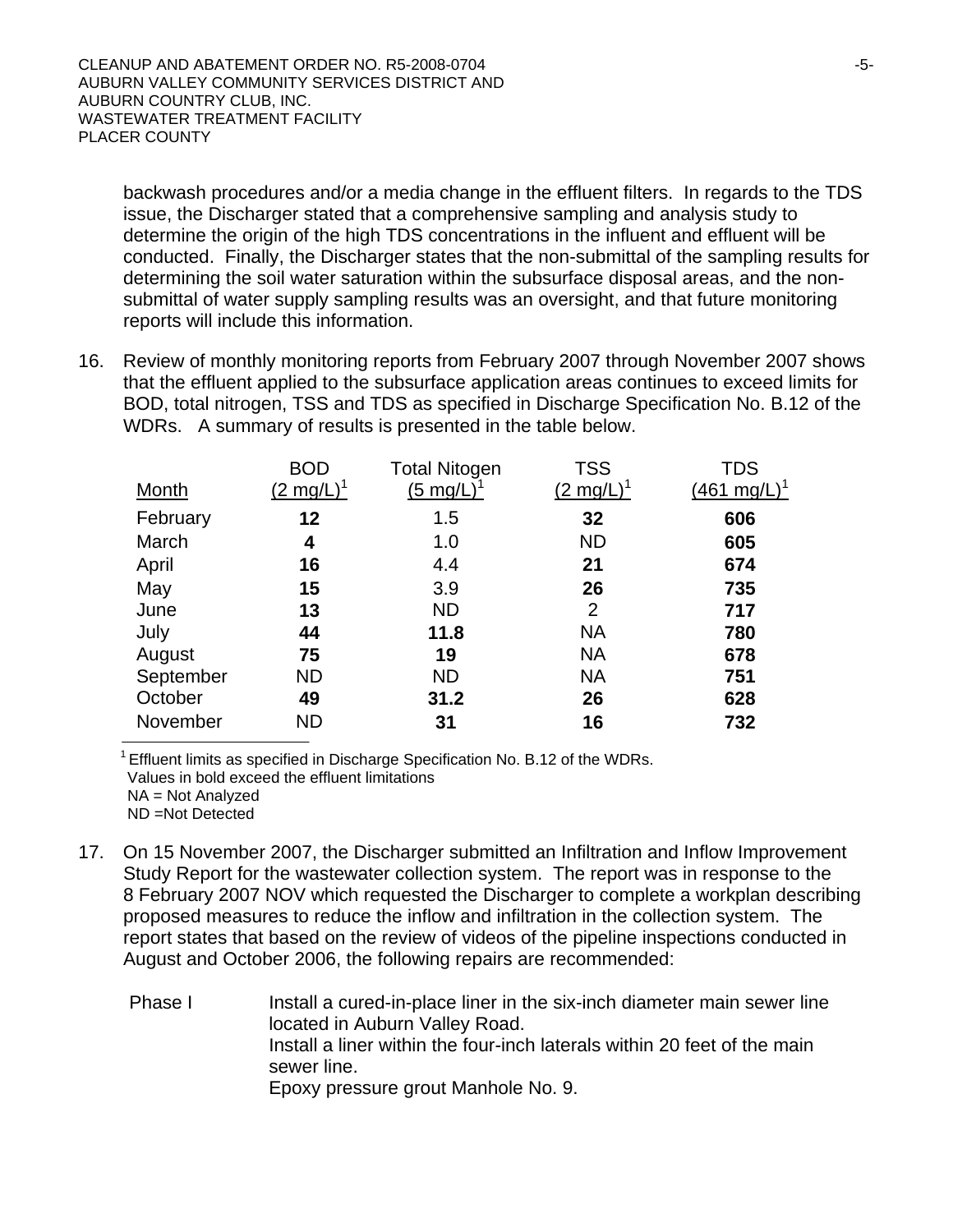backwash procedures and/or a media change in the effluent filters. In regards to the TDS issue, the Discharger stated that a comprehensive sampling and analysis study to determine the origin of the high TDS concentrations in the influent and effluent will be conducted. Finally, the Discharger states that the non-submittal of the sampling results for determining the soil water saturation within the subsurface disposal areas, and the non-submittal of water supply sampling results was an oversight, and that future monitoring reports will include this information.

16. Review of monthly monitoring reports from February 2007 through November 2007 shows that the effluent applied to the subsurface application areas continues to exceed limits for BOD, total nitrogen, TSS and TDS as specified in Discharge Specification No. B.12 of the WDRs. A summary of results is presented in the table below.

| Month | BOD (2 mg/L)[1] | Total Nitogen (5 mg/L)[1] | TSS (2 mg/L)[1] | TDS (461 mg/L)[1] |
|---|---|---|---|---|
| February | **12** | 1.5 | **32** | **606** |
| March | **4** | 1.0 | ND | **605** |
| April | **16** | 4.4 | **21** | **674** |
| May | **15** | 3.9 | **26** | **735** |
| June | **13** | ND | 2 | **717** |
| July | **44** | **11.8** | NA | **780** |
| August | **75** | **19** | NA | **678** |
| September | ND | ND | NA | **751** |
| October | **49** | **31.2** | **26** | **628** |
| November | ND | **31** | **16** | **732** |

[1] Effluent limits as specified in Discharge Specification No. B.12 of the WDRs.
Values in bold exceed the effluent limitations
NA = Not Analyzed
ND =Not Detected

17. On 15 November 2007, the Discharger submitted an Infiltration and Inflow Improvement Study Report for the wastewater collection system. The report was in response to the 8 February 2007 NOV which requested the Discharger to complete a workplan describing proposed measures to reduce the inflow and infiltration in the collection system. The report states that based on the review of videos of the pipeline inspections conducted in August and October 2006, the following repairs are recommended:

    Phase I — Install a cured-in-place liner in the six-inch diameter main sewer line located in Auburn Valley Road.
    Install a liner within the four-inch laterals within 20 feet of the main sewer line.
    Epoxy pressure grout Manhole No. 9.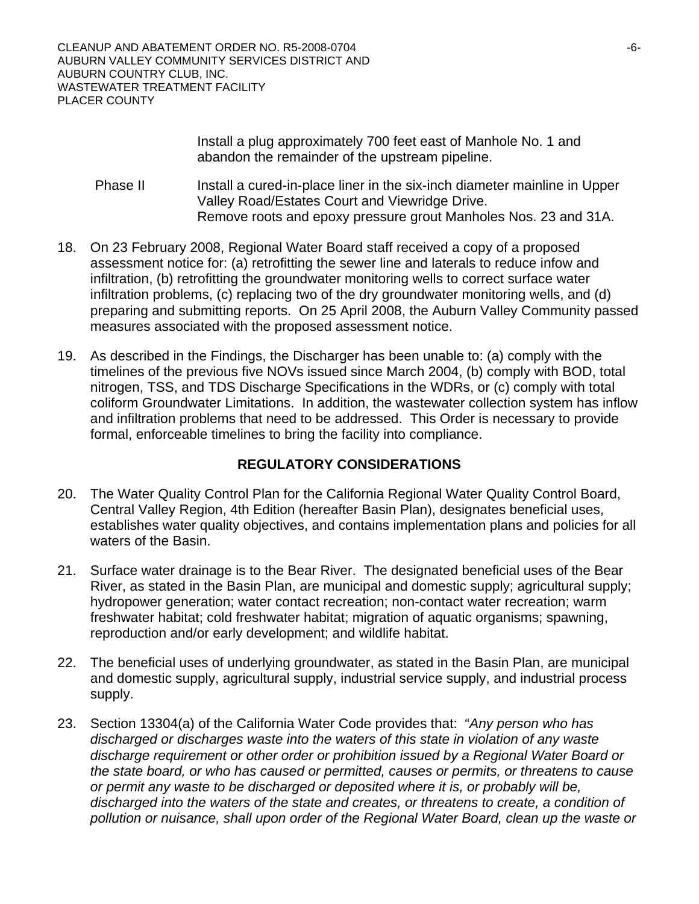Install a plug approximately 700 feet east of Manhole No. 1 and abandon the remainder of the upstream pipeline.

Phase II Install a cured-in-place liner in the six-inch diameter mainline in Upper Valley Road/Estates Court and Viewridge Drive.
Remove roots and epoxy pressure grout Manholes Nos. 23 and 31A.

18. On 23 February 2008, Regional Water Board staff received a copy of a proposed assessment notice for: (a) retrofitting the sewer line and laterals to reduce infow and infiltration, (b) retrofitting the groundwater monitoring wells to correct surface water infiltration problems, (c) replacing two of the dry groundwater monitoring wells, and (d) preparing and submitting reports. On 25 April 2008, the Auburn Valley Community passed measures associated with the proposed assessment notice.

19. As described in the Findings, the Discharger has been unable to: (a) comply with the timelines of the previous five NOVs issued since March 2004, (b) comply with BOD, total nitrogen, TSS, and TDS Discharge Specifications in the WDRs, or (c) comply with total coliform Groundwater Limitations. In addition, the wastewater collection system has inflow and infiltration problems that need to be addressed. This Order is necessary to provide formal, enforceable timelines to bring the facility into compliance.

## REGULATORY CONSIDERATIONS

20. The Water Quality Control Plan for the California Regional Water Quality Control Board, Central Valley Region, 4th Edition (hereafter Basin Plan), designates beneficial uses, establishes water quality objectives, and contains implementation plans and policies for all waters of the Basin.

21. Surface water drainage is to the Bear River. The designated beneficial uses of the Bear River, as stated in the Basin Plan, are municipal and domestic supply; agricultural supply; hydropower generation; water contact recreation; non-contact water recreation; warm freshwater habitat; cold freshwater habitat; migration of aquatic organisms; spawning, reproduction and/or early development; and wildlife habitat.

22. The beneficial uses of underlying groundwater, as stated in the Basin Plan, are municipal and domestic supply, agricultural supply, industrial service supply, and industrial process supply.

23. Section 13304(a) of the California Water Code provides that: "*Any person who has discharged or discharges waste into the waters of this state in violation of any waste discharge requirement or other order or prohibition issued by a Regional Water Board or the state board, or who has caused or permitted, causes or permits, or threatens to cause or permit any waste to be discharged or deposited where it is, or probably will be, discharged into the waters of the state and creates, or threatens to create, a condition of pollution or nuisance, shall upon order of the Regional Water Board, clean up the waste or*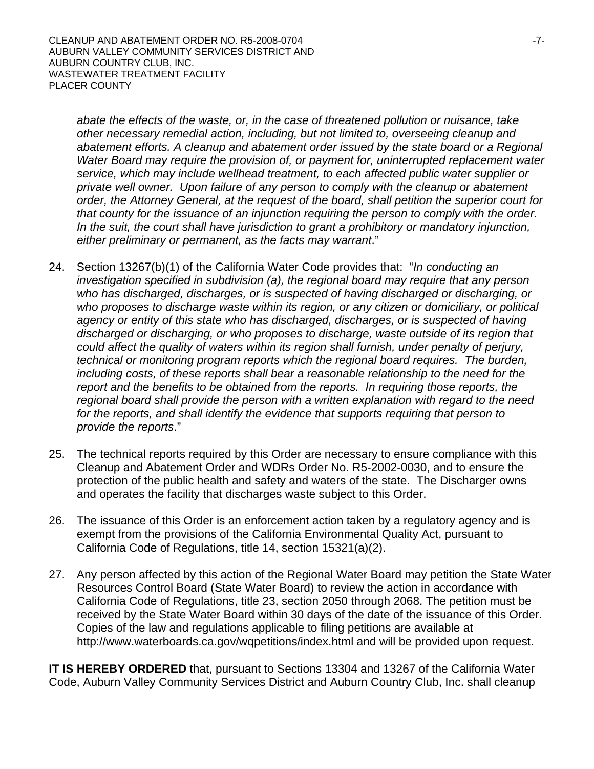*abate the effects of the waste, or, in the case of threatened pollution or nuisance, take other necessary remedial action, including, but not limited to, overseeing cleanup and abatement efforts. A cleanup and abatement order issued by the state board or a Regional Water Board may require the provision of, or payment for, uninterrupted replacement water service, which may include wellhead treatment, to each affected public water supplier or private well owner. Upon failure of any person to comply with the cleanup or abatement order, the Attorney General, at the request of the board, shall petition the superior court for that county for the issuance of an injunction requiring the person to comply with the order. In the suit, the court shall have jurisdiction to grant a prohibitory or mandatory injunction, either preliminary or permanent, as the facts may warrant*."

24. Section 13267(b)(1) of the California Water Code provides that: "*In conducting an investigation specified in subdivision (a), the regional board may require that any person who has discharged, discharges, or is suspected of having discharged or discharging, or who proposes to discharge waste within its region, or any citizen or domiciliary, or political agency or entity of this state who has discharged, discharges, or is suspected of having discharged or discharging, or who proposes to discharge, waste outside of its region that could affect the quality of waters within its region shall furnish, under penalty of perjury, technical or monitoring program reports which the regional board requires. The burden, including costs, of these reports shall bear a reasonable relationship to the need for the report and the benefits to be obtained from the reports. In requiring those reports, the regional board shall provide the person with a written explanation with regard to the need for the reports, and shall identify the evidence that supports requiring that person to provide the reports*."

25. The technical reports required by this Order are necessary to ensure compliance with this Cleanup and Abatement Order and WDRs Order No. R5-2002-0030, and to ensure the protection of the public health and safety and waters of the state. The Discharger owns and operates the facility that discharges waste subject to this Order.

26. The issuance of this Order is an enforcement action taken by a regulatory agency and is exempt from the provisions of the California Environmental Quality Act, pursuant to California Code of Regulations, title 14, section 15321(a)(2).

27. Any person affected by this action of the Regional Water Board may petition the State Water Resources Control Board (State Water Board) to review the action in accordance with California Code of Regulations, title 23, section 2050 through 2068. The petition must be received by the State Water Board within 30 days of the date of the issuance of this Order. Copies of the law and regulations applicable to filing petitions are available at http://www.waterboards.ca.gov/wqpetitions/index.html and will be provided upon request.

**IT IS HEREBY ORDERED** that, pursuant to Sections 13304 and 13267 of the California Water Code, Auburn Valley Community Services District and Auburn Country Club, Inc. shall cleanup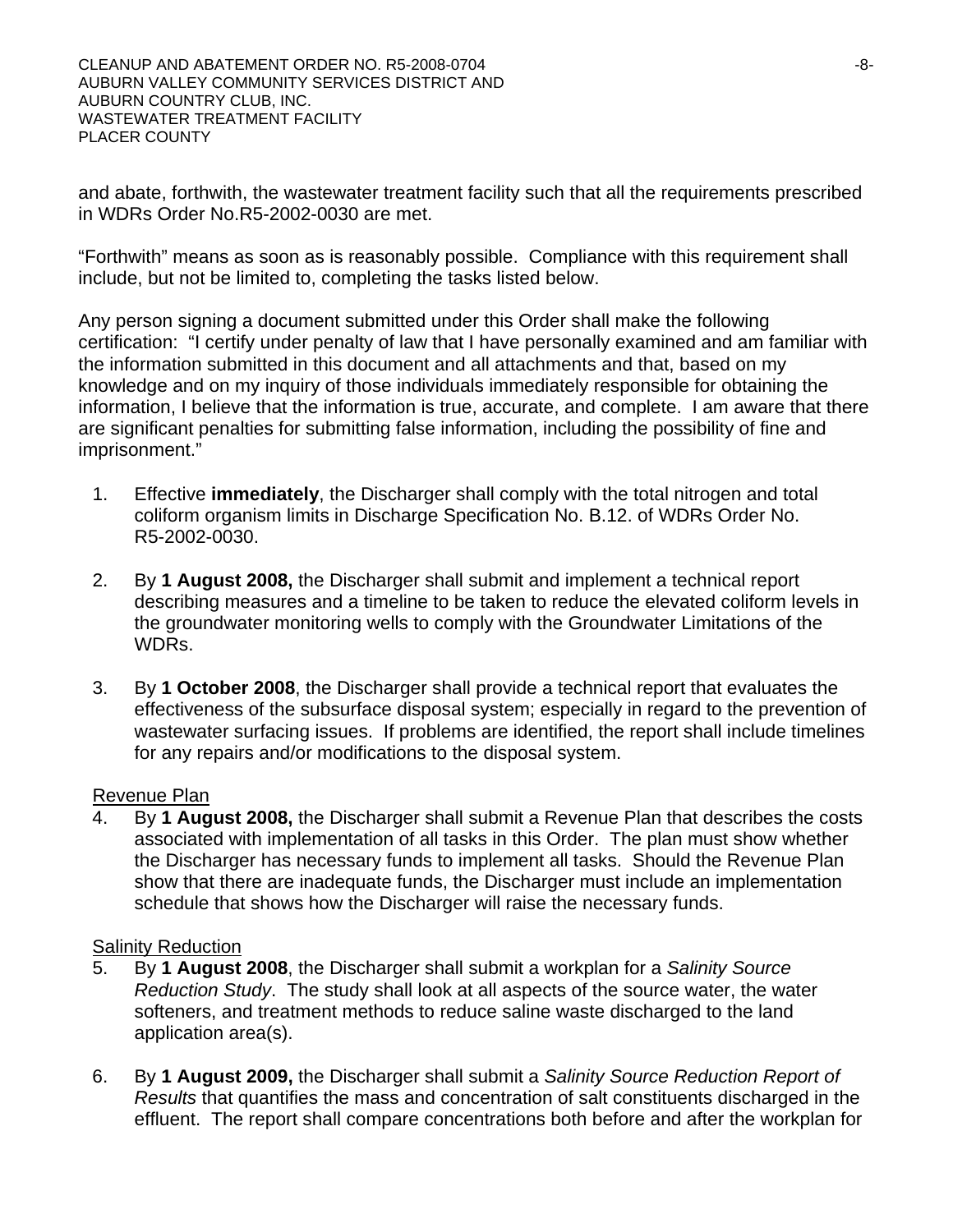and abate, forthwith, the wastewater treatment facility such that all the requirements prescribed in WDRs Order No.R5-2002-0030 are met.

"Forthwith" means as soon as is reasonably possible. Compliance with this requirement shall include, but not be limited to, completing the tasks listed below.

Any person signing a document submitted under this Order shall make the following certification: "I certify under penalty of law that I have personally examined and am familiar with the information submitted in this document and all attachments and that, based on my knowledge and on my inquiry of those individuals immediately responsible for obtaining the information, I believe that the information is true, accurate, and complete. I am aware that there are significant penalties for submitting false information, including the possibility of fine and imprisonment."

1. Effective **immediately**, the Discharger shall comply with the total nitrogen and total coliform organism limits in Discharge Specification No. B.12. of WDRs Order No. R5-2002-0030.

2. By **1 August 2008,** the Discharger shall submit and implement a technical report describing measures and a timeline to be taken to reduce the elevated coliform levels in the groundwater monitoring wells to comply with the Groundwater Limitations of the WDRs.

3. By **1 October 2008**, the Discharger shall provide a technical report that evaluates the effectiveness of the subsurface disposal system; especially in regard to the prevention of wastewater surfacing issues. If problems are identified, the report shall include timelines for any repairs and/or modifications to the disposal system.

Revenue Plan

4. By **1 August 2008,** the Discharger shall submit a Revenue Plan that describes the costs associated with implementation of all tasks in this Order. The plan must show whether the Discharger has necessary funds to implement all tasks. Should the Revenue Plan show that there are inadequate funds, the Discharger must include an implementation schedule that shows how the Discharger will raise the necessary funds.

Salinity Reduction

5. By **1 August 2008**, the Discharger shall submit a workplan for a *Salinity Source Reduction Study*. The study shall look at all aspects of the source water, the water softeners, and treatment methods to reduce saline waste discharged to the land application area(s).

6. By **1 August 2009,** the Discharger shall submit a *Salinity Source Reduction Report of Results* that quantifies the mass and concentration of salt constituents discharged in the effluent. The report shall compare concentrations both before and after the workplan for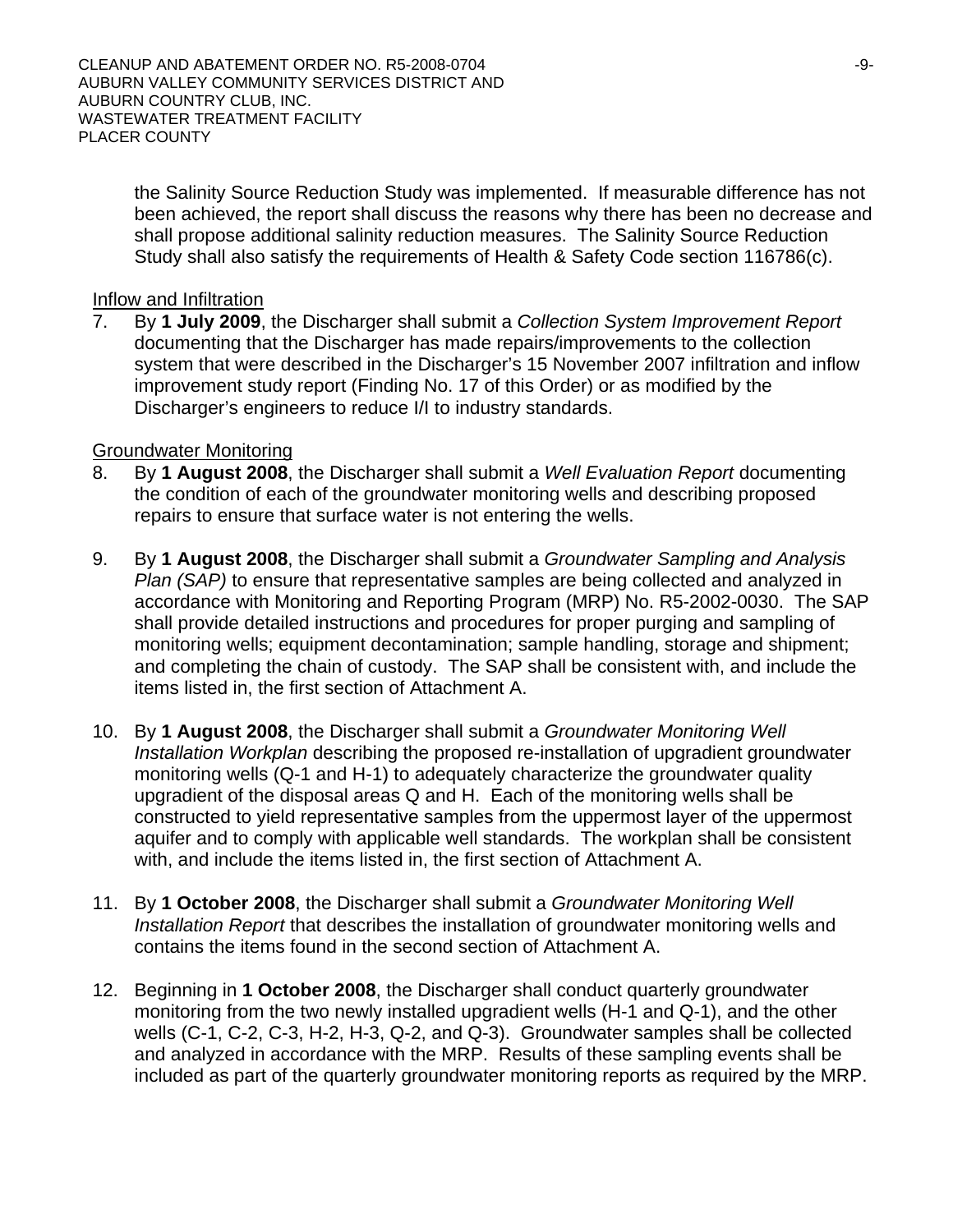the Salinity Source Reduction Study was implemented. If measurable difference has not been achieved, the report shall discuss the reasons why there has been no decrease and shall propose additional salinity reduction measures. The Salinity Source Reduction Study shall also satisfy the requirements of Health & Safety Code section 116786(c).

Inflow and Infiltration

7. By **1 July 2009**, the Discharger shall submit a *Collection System Improvement Report* documenting that the Discharger has made repairs/improvements to the collection system that were described in the Discharger's 15 November 2007 infiltration and inflow improvement study report (Finding No. 17 of this Order) or as modified by the Discharger's engineers to reduce I/I to industry standards.

Groundwater Monitoring

8. By **1 August 2008**, the Discharger shall submit a *Well Evaluation Report* documenting the condition of each of the groundwater monitoring wells and describing proposed repairs to ensure that surface water is not entering the wells.

9. By **1 August 2008**, the Discharger shall submit a *Groundwater Sampling and Analysis Plan (SAP)* to ensure that representative samples are being collected and analyzed in accordance with Monitoring and Reporting Program (MRP) No. R5-2002-0030. The SAP shall provide detailed instructions and procedures for proper purging and sampling of monitoring wells; equipment decontamination; sample handling, storage and shipment; and completing the chain of custody. The SAP shall be consistent with, and include the items listed in, the first section of Attachment A.

10. By **1 August 2008**, the Discharger shall submit a *Groundwater Monitoring Well Installation Workplan* describing the proposed re-installation of upgradient groundwater monitoring wells (Q-1 and H-1) to adequately characterize the groundwater quality upgradient of the disposal areas Q and H. Each of the monitoring wells shall be constructed to yield representative samples from the uppermost layer of the uppermost aquifer and to comply with applicable well standards. The workplan shall be consistent with, and include the items listed in, the first section of Attachment A.

11. By **1 October 2008**, the Discharger shall submit a *Groundwater Monitoring Well Installation Report* that describes the installation of groundwater monitoring wells and contains the items found in the second section of Attachment A.

12. Beginning in **1 October 2008**, the Discharger shall conduct quarterly groundwater monitoring from the two newly installed upgradient wells (H-1 and Q-1), and the other wells (C-1, C-2, C-3, H-2, H-3, Q-2, and Q-3). Groundwater samples shall be collected and analyzed in accordance with the MRP. Results of these sampling events shall be included as part of the quarterly groundwater monitoring reports as required by the MRP.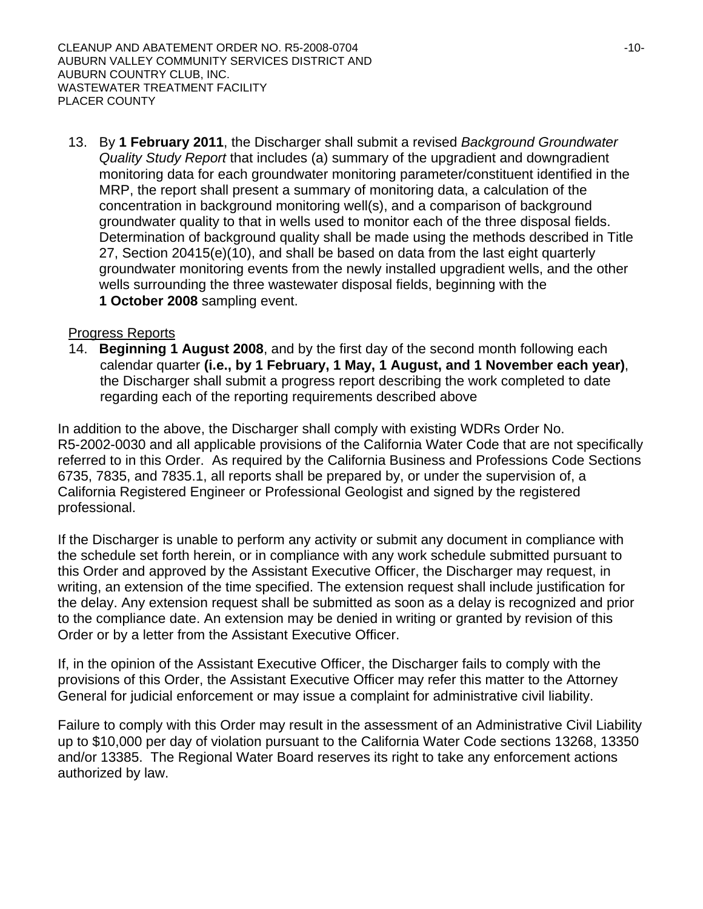13. By **1 February 2011**, the Discharger shall submit a revised *Background Groundwater Quality Study Report* that includes (a) summary of the upgradient and downgradient monitoring data for each groundwater monitoring parameter/constituent identified in the MRP, the report shall present a summary of monitoring data, a calculation of the concentration in background monitoring well(s), and a comparison of background groundwater quality to that in wells used to monitor each of the three disposal fields. Determination of background quality shall be made using the methods described in Title 27, Section 20415(e)(10), and shall be based on data from the last eight quarterly groundwater monitoring events from the newly installed upgradient wells, and the other wells surrounding the three wastewater disposal fields, beginning with the **1 October 2008** sampling event.

Progress Reports

14. **Beginning 1 August 2008**, and by the first day of the second month following each calendar quarter **(i.e., by 1 February, 1 May, 1 August, and 1 November each year)**, the Discharger shall submit a progress report describing the work completed to date regarding each of the reporting requirements described above

In addition to the above, the Discharger shall comply with existing WDRs Order No. R5-2002-0030 and all applicable provisions of the California Water Code that are not specifically referred to in this Order. As required by the California Business and Professions Code Sections 6735, 7835, and 7835.1, all reports shall be prepared by, or under the supervision of, a California Registered Engineer or Professional Geologist and signed by the registered professional.

If the Discharger is unable to perform any activity or submit any document in compliance with the schedule set forth herein, or in compliance with any work schedule submitted pursuant to this Order and approved by the Assistant Executive Officer, the Discharger may request, in writing, an extension of the time specified. The extension request shall include justification for the delay. Any extension request shall be submitted as soon as a delay is recognized and prior to the compliance date. An extension may be denied in writing or granted by revision of this Order or by a letter from the Assistant Executive Officer.

If, in the opinion of the Assistant Executive Officer, the Discharger fails to comply with the provisions of this Order, the Assistant Executive Officer may refer this matter to the Attorney General for judicial enforcement or may issue a complaint for administrative civil liability.

Failure to comply with this Order may result in the assessment of an Administrative Civil Liability up to $10,000 per day of violation pursuant to the California Water Code sections 13268, 13350 and/or 13385. The Regional Water Board reserves its right to take any enforcement actions authorized by law.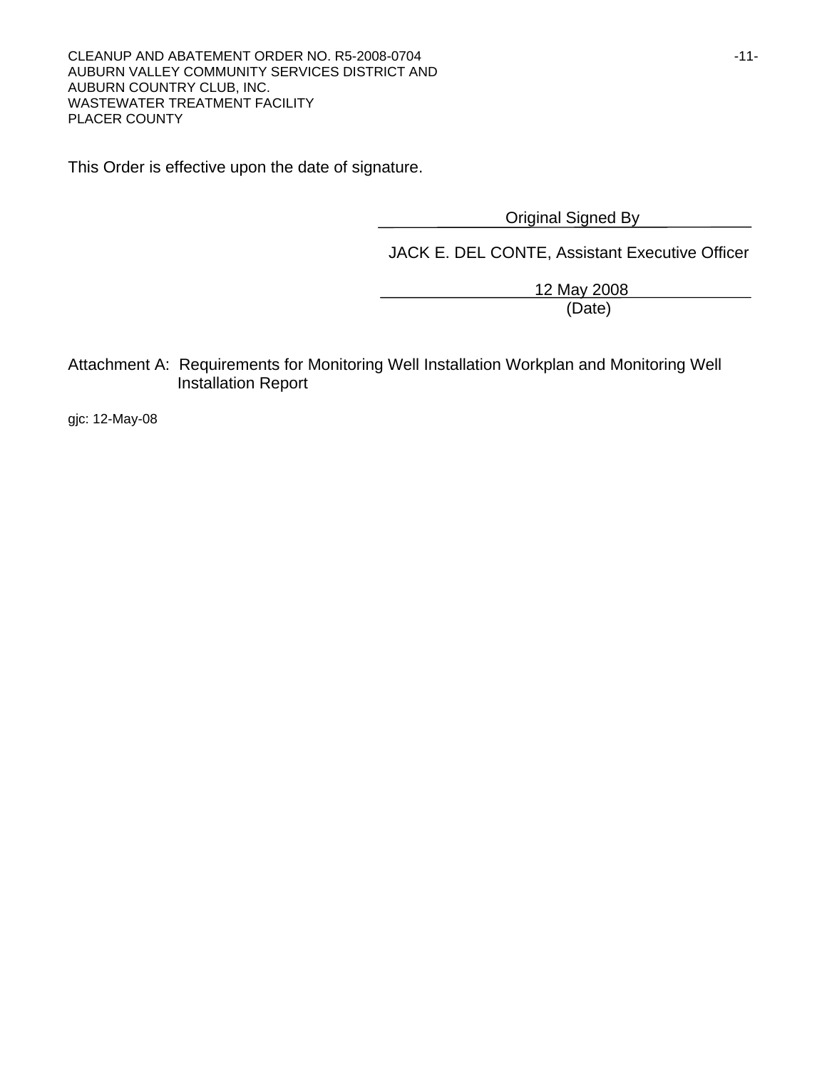This Order is effective upon the date of signature.

Original Signed By

JACK E. DEL CONTE, Assistant Executive Officer

12 May 2008

(Date)

Attachment A: Requirements for Monitoring Well Installation Workplan and Monitoring Well Installation Report

gjc: 12-May-08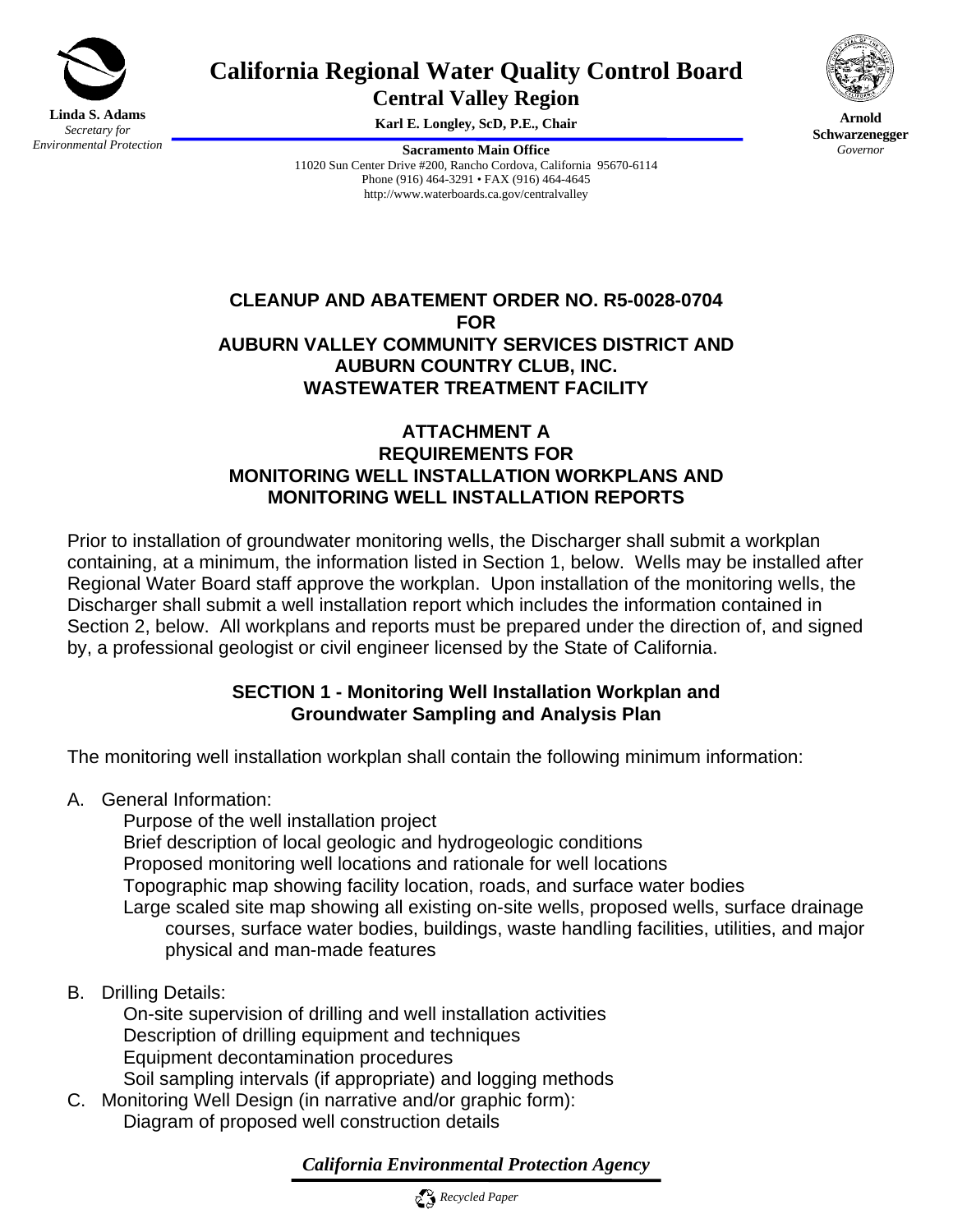Linda S. Adams
*Secretary for Environmental Protection*

# California Regional Water Quality Control Board
## Central Valley Region

**Karl E. Longley, ScD, P.E., Chair**

**Sacramento Main Office**
11020 Sun Center Drive #200, Rancho Cordova, California 95670-6114
Phone (916) 464-3291 • FAX (916) 464-4645
http://www.waterboards.ca.gov/centralvalley

**Arnold Schwarzenegger**
*Governor*

## CLEANUP AND ABATEMENT ORDER NO. R5-0028-0704 FOR AUBURN VALLEY COMMUNITY SERVICES DISTRICT AND AUBURN COUNTRY CLUB, INC. WASTEWATER TREATMENT FACILITY

## ATTACHMENT A REQUIREMENTS FOR MONITORING WELL INSTALLATION WORKPLANS AND MONITORING WELL INSTALLATION REPORTS

Prior to installation of groundwater monitoring wells, the Discharger shall submit a workplan containing, at a minimum, the information listed in Section 1, below. Wells may be installed after Regional Water Board staff approve the workplan. Upon installation of the monitoring wells, the Discharger shall submit a well installation report which includes the information contained in Section 2, below. All workplans and reports must be prepared under the direction of, and signed by, a professional geologist or civil engineer licensed by the State of California.

### SECTION 1 - Monitoring Well Installation Workplan and Groundwater Sampling and Analysis Plan

The monitoring well installation workplan shall contain the following minimum information:

A. General Information:
  - Purpose of the well installation project
  - Brief description of local geologic and hydrogeologic conditions
  - Proposed monitoring well locations and rationale for well locations
  - Topographic map showing facility location, roads, and surface water bodies
  - Large scaled site map showing all existing on-site wells, proposed wells, surface drainage courses, surface water bodies, buildings, waste handling facilities, utilities, and major physical and man-made features

B. Drilling Details:
  - On-site supervision of drilling and well installation activities
  - Description of drilling equipment and techniques
  - Equipment decontamination procedures
  - Soil sampling intervals (if appropriate) and logging methods

C. Monitoring Well Design (in narrative and/or graphic form):
  - Diagram of proposed well construction details

*California Environmental Protection Agency*

*Recycled Paper*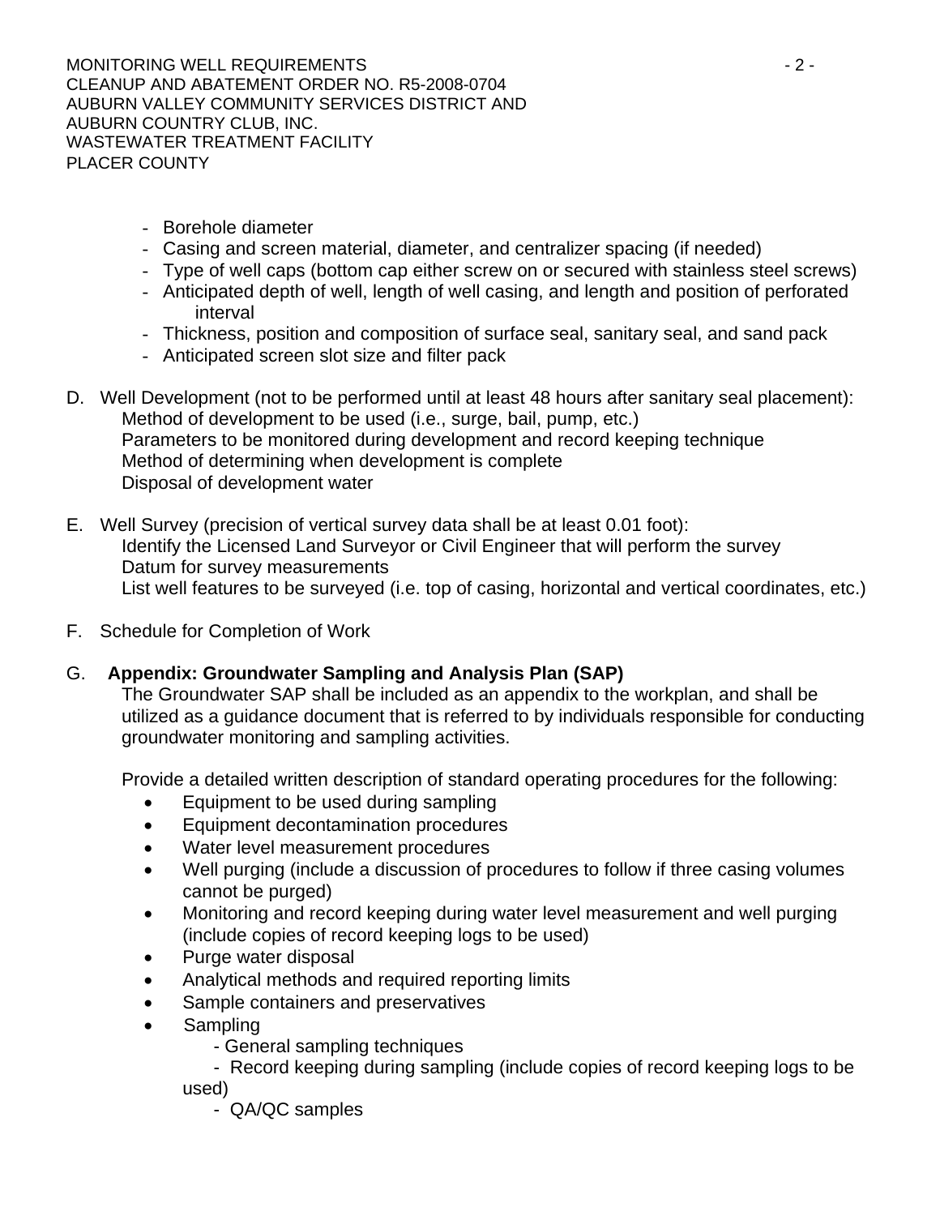- Borehole diameter
- Casing and screen material, diameter, and centralizer spacing (if needed)
- Type of well caps (bottom cap either screw on or secured with stainless steel screws)
- Anticipated depth of well, length of well casing, and length and position of perforated interval
- Thickness, position and composition of surface seal, sanitary seal, and sand pack
- Anticipated screen slot size and filter pack

D. Well Development (not to be performed until at least 48 hours after sanitary seal placement):
   Method of development to be used (i.e., surge, bail, pump, etc.)
   Parameters to be monitored during development and record keeping technique
   Method of determining when development is complete
   Disposal of development water

E. Well Survey (precision of vertical survey data shall be at least 0.01 foot):
   Identify the Licensed Land Surveyor or Civil Engineer that will perform the survey
   Datum for survey measurements
   List well features to be surveyed (i.e. top of casing, horizontal and vertical coordinates, etc.)

F. Schedule for Completion of Work

G. **Appendix: Groundwater Sampling and Analysis Plan (SAP)**
   The Groundwater SAP shall be included as an appendix to the workplan, and shall be utilized as a guidance document that is referred to by individuals responsible for conducting groundwater monitoring and sampling activities.

   Provide a detailed written description of standard operating procedures for the following:

   - Equipment to be used during sampling
   - Equipment decontamination procedures
   - Water level measurement procedures
   - Well purging (include a discussion of procedures to follow if three casing volumes cannot be purged)
   - Monitoring and record keeping during water level measurement and well purging (include copies of record keeping logs to be used)
   - Purge water disposal
   - Analytical methods and required reporting limits
   - Sample containers and preservatives
   - Sampling
     - General sampling techniques
     - Record keeping during sampling (include copies of record keeping logs to be used)
     - QA/QC samples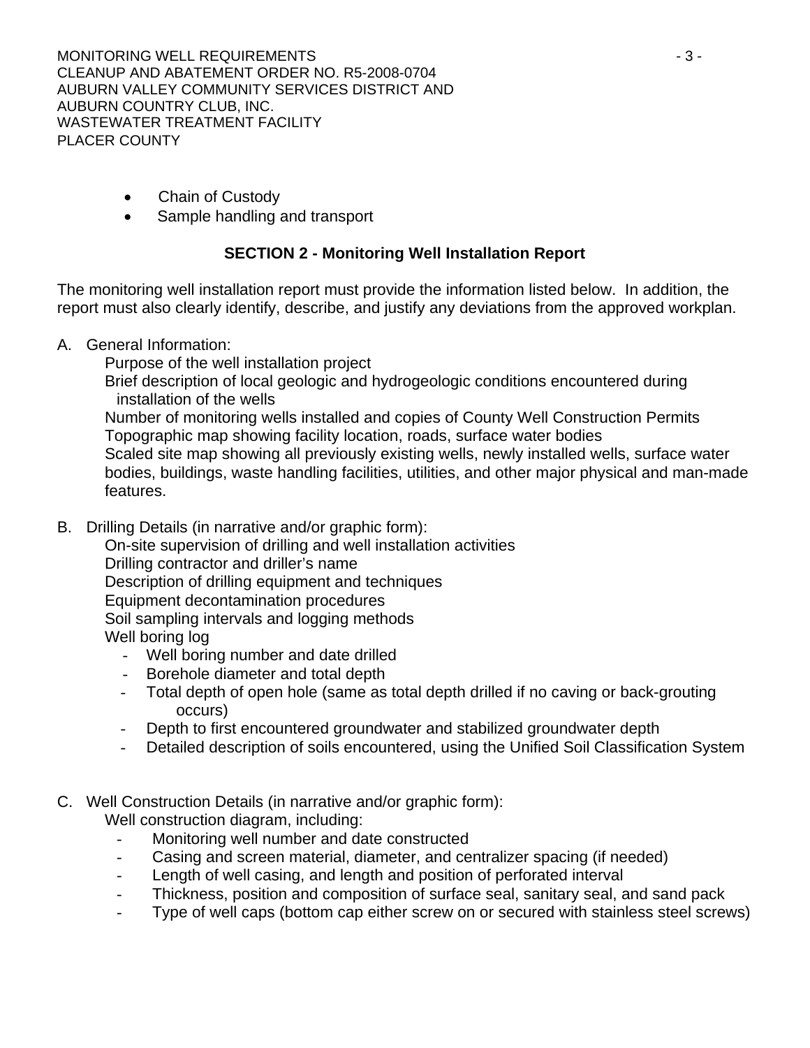- Chain of Custody
- Sample handling and transport

## SECTION 2 - Monitoring Well Installation Report

The monitoring well installation report must provide the information listed below. In addition, the report must also clearly identify, describe, and justify any deviations from the approved workplan.

A. General Information:

Purpose of the well installation project
Brief description of local geologic and hydrogeologic conditions encountered during installation of the wells
Number of monitoring wells installed and copies of County Well Construction Permits
Topographic map showing facility location, roads, surface water bodies
Scaled site map showing all previously existing wells, newly installed wells, surface water bodies, buildings, waste handling facilities, utilities, and other major physical and man-made features.

B. Drilling Details (in narrative and/or graphic form):

On-site supervision of drilling and well installation activities
Drilling contractor and driller's name
Description of drilling equipment and techniques
Equipment decontamination procedures
Soil sampling intervals and logging methods
Well boring log

- Well boring number and date drilled
- Borehole diameter and total depth
- Total depth of open hole (same as total depth drilled if no caving or back-grouting occurs)
- Depth to first encountered groundwater and stabilized groundwater depth
- Detailed description of soils encountered, using the Unified Soil Classification System

C. Well Construction Details (in narrative and/or graphic form):

Well construction diagram, including:

- Monitoring well number and date constructed
- Casing and screen material, diameter, and centralizer spacing (if needed)
- Length of well casing, and length and position of perforated interval
- Thickness, position and composition of surface seal, sanitary seal, and sand pack
- Type of well caps (bottom cap either screw on or secured with stainless steel screws)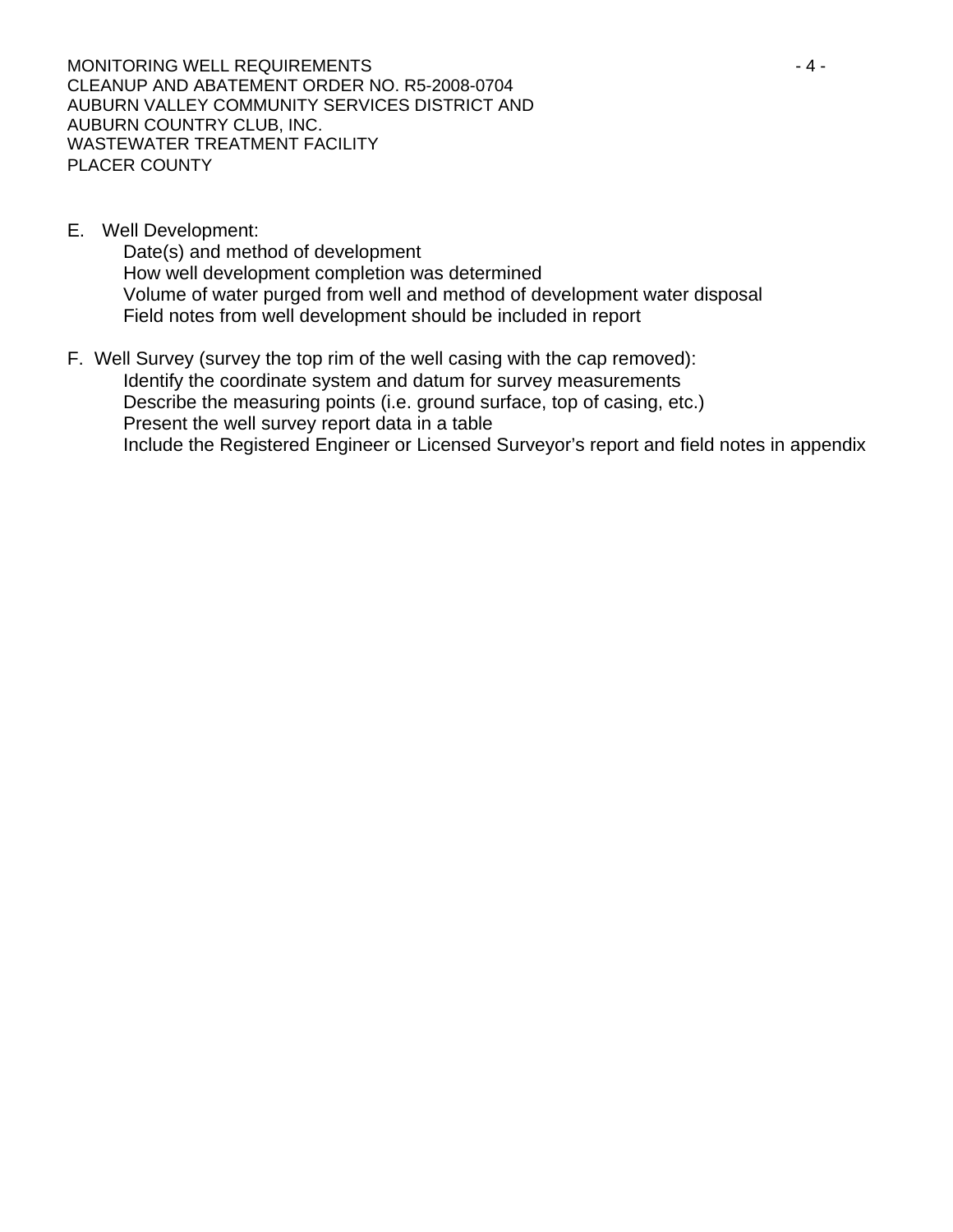E. Well Development:

Date(s) and method of development
How well development completion was determined
Volume of water purged from well and method of development water disposal
Field notes from well development should be included in report

F. Well Survey (survey the top rim of the well casing with the cap removed):

Identify the coordinate system and datum for survey measurements
Describe the measuring points (i.e. ground surface, top of casing, etc.)
Present the well survey report data in a table
Include the Registered Engineer or Licensed Surveyor's report and field notes in appendix